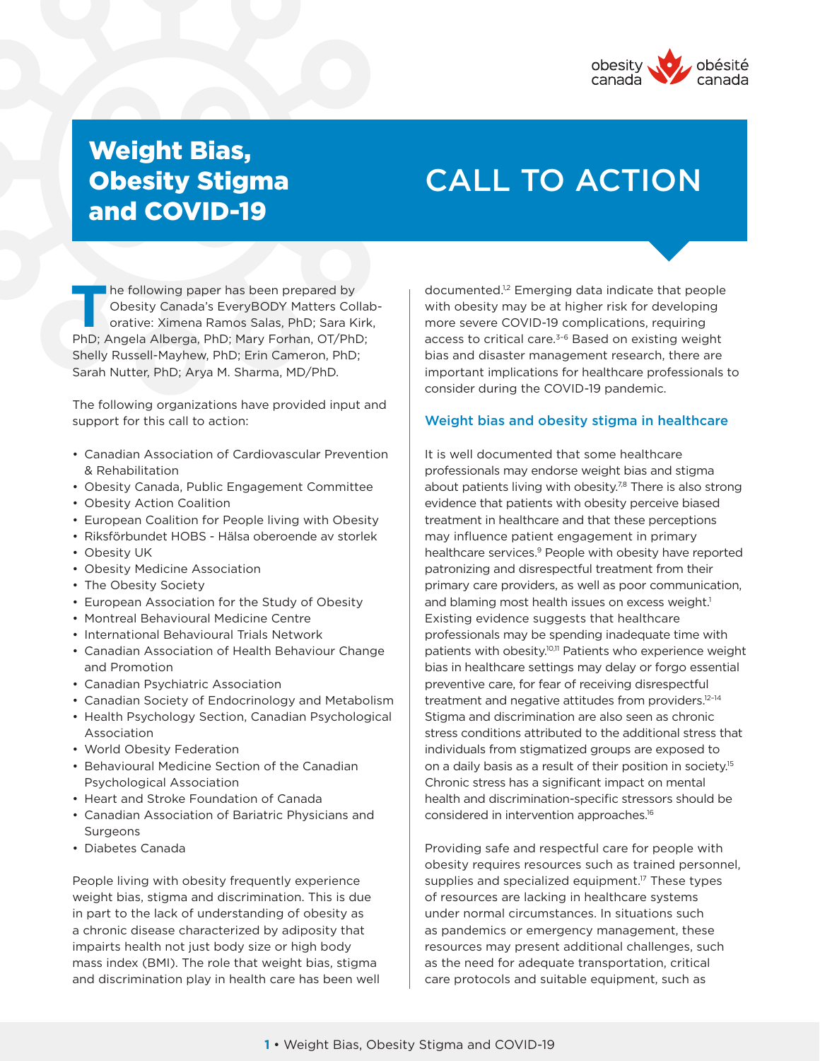# Weight Bias, Obesity Stigma and COVID-19

# CALL TO ACTION

The following paper has been prepared by Obesity Canada's EveryBODY Matters Collaborative: Ximena Ramos Salas, PhD; Sara Kirk, PhD; Angela Alberga, PhD; Mary Forhan, OT/PhD; Shelly Russell-Mayhew, PhD; Erin Cameron, PhD; Sarah Nutter, PhD; Arya M. Sharma, MD/PhD.

The following organizations have provided input and support for this call to action:

- Canadian Association of Cardiovascular Prevention & Rehabilitation
- Obesity Canada, Public Engagement Committee
- Obesity Action Coalition
- European Coalition for People living with Obesity
- Riksförbundet HOBS - Hälsa oberoende av storlek
- Obesity UK
- Obesity Medicine Association
- The Obesity Society
- European Association for the Study of Obesity
- Montreal Behavioural Medicine Centre
- International Behavioural Trials Network
- Canadian Association of Health Behaviour Change and Promotion
- Canadian Psychiatric Association
- Canadian Society of Endocrinology and Metabolism
- Health Psychology Section, Canadian Psychological Association
- World Obesity Federation
- Behavioural Medicine Section of the Canadian Psychological Association
- Heart and Stroke Foundation of Canada
- Canadian Association of Bariatric Physicians and Surgeons
- Diabetes Canada

People living with obesity frequently experience weight bias, stigma and discrimination. This is due in part to the lack of understanding of obesity as a chronic disease characterized by adiposity that impairs health not just body size or high body mass index (BMI). The role that weight bias, stigma and discrimination play in health care has been well documented.[1,2] Emerging data indicate that people with obesity may be at higher risk for developing more severe COVID-19 complications, requiring access to critical care.[3–6] Based on existing weight bias and disaster management research, there are important implications for healthcare professionals to consider during the COVID-19 pandemic.

## Weight bias and obesity stigma in healthcare

It is well documented that some healthcare professionals may endorse weight bias and stigma about patients living with obesity.[7,8] There is also strong evidence that patients with obesity perceive biased treatment in healthcare and that these perceptions may influence patient engagement in primary healthcare services.[9] People with obesity have reported patronizing and disrespectful treatment from their primary care providers, as well as poor communication, and blaming most health issues on excess weight.[1] Existing evidence suggests that healthcare professionals may be spending inadequate time with patients with obesity.[10,11] Patients who experience weight bias in healthcare settings may delay or forgo essential preventive care, for fear of receiving disrespectful treatment and negative attitudes from providers.[12–14] Stigma and discrimination are also seen as chronic stress conditions attributed to the additional stress that individuals from stigmatized groups are exposed to on a daily basis as a result of their position in society.[15] Chronic stress has a significant impact on mental health and discrimination-specific stressors should be considered in intervention approaches.[16]

Providing safe and respectful care for people with obesity requires resources such as trained personnel, supplies and specialized equipment.[17] These types of resources are lacking in healthcare systems under normal circumstances. In situations such as pandemics or emergency management, these resources may present additional challenges, such as the need for adequate transportation, critical care protocols and suitable equipment, such as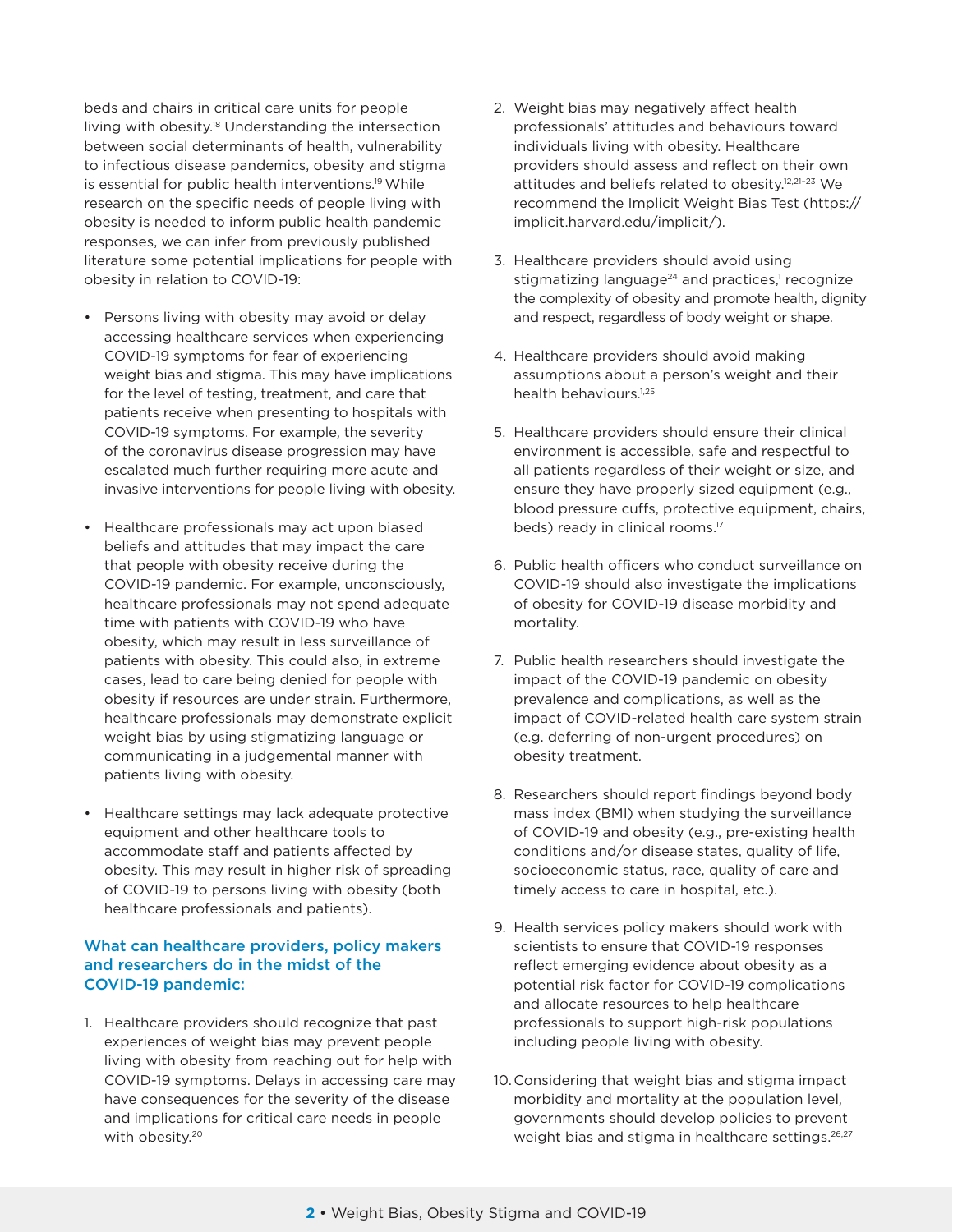beds and chairs in critical care units for people living with obesity.[18] Understanding the intersection between social determinants of health, vulnerability to infectious disease pandemics, obesity and stigma is essential for public health interventions.[19] While research on the specific needs of people living with obesity is needed to inform public health pandemic responses, we can infer from previously published literature some potential implications for people with obesity in relation to COVID-19:

- Persons living with obesity may avoid or delay accessing healthcare services when experiencing COVID-19 symptoms for fear of experiencing weight bias and stigma. This may have implications for the level of testing, treatment, and care that patients receive when presenting to hospitals with COVID-19 symptoms. For example, the severity of the coronavirus disease progression may have escalated much further requiring more acute and invasive interventions for people living with obesity.

- Healthcare professionals may act upon biased beliefs and attitudes that may impact the care that people with obesity receive during the COVID-19 pandemic. For example, unconsciously, healthcare professionals may not spend adequate time with patients with COVID-19 who have obesity, which may result in less surveillance of patients with obesity. This could also, in extreme cases, lead to care being denied for people with obesity if resources are under strain. Furthermore, healthcare professionals may demonstrate explicit weight bias by using stigmatizing language or communicating in a judgemental manner with patients living with obesity.

- Healthcare settings may lack adequate protective equipment and other healthcare tools to accommodate staff and patients affected by obesity. This may result in higher risk of spreading of COVID-19 to persons living with obesity (both healthcare professionals and patients).

## What can healthcare providers, policy makers and researchers do in the midst of the COVID-19 pandemic:

1. Healthcare providers should recognize that past experiences of weight bias may prevent people living with obesity from reaching out for help with COVID-19 symptoms. Delays in accessing care may have consequences for the severity of the disease and implications for critical care needs in people with obesity.[20]

2. Weight bias may negatively affect health professionals' attitudes and behaviours toward individuals living with obesity. Healthcare providers should assess and reflect on their own attitudes and beliefs related to obesity.[12,21–23] We recommend the Implicit Weight Bias Test (https://implicit.harvard.edu/implicit/).

3. Healthcare providers should avoid using stigmatizing language[24] and practices,[1] recognize the complexity of obesity and promote health, dignity and respect, regardless of body weight or shape.

4. Healthcare providers should avoid making assumptions about a person's weight and their health behaviours.[1,25]

5. Healthcare providers should ensure their clinical environment is accessible, safe and respectful to all patients regardless of their weight or size, and ensure they have properly sized equipment (e.g., blood pressure cuffs, protective equipment, chairs, beds) ready in clinical rooms.[17]

6. Public health officers who conduct surveillance on COVID-19 should also investigate the implications of obesity for COVID-19 disease morbidity and mortality.

7. Public health researchers should investigate the impact of the COVID-19 pandemic on obesity prevalence and complications, as well as the impact of COVID-related health care system strain (e.g. deferring of non-urgent procedures) on obesity treatment.

8. Researchers should report findings beyond body mass index (BMI) when studying the surveillance of COVID-19 and obesity (e.g., pre-existing health conditions and/or disease states, quality of life, socioeconomic status, race, quality of care and timely access to care in hospital, etc.).

9. Health services policy makers should work with scientists to ensure that COVID-19 responses reflect emerging evidence about obesity as a potential risk factor for COVID-19 complications and allocate resources to help healthcare professionals to support high-risk populations including people living with obesity.

10. Considering that weight bias and stigma impact morbidity and mortality at the population level, governments should develop policies to prevent weight bias and stigma in healthcare settings.[26,27]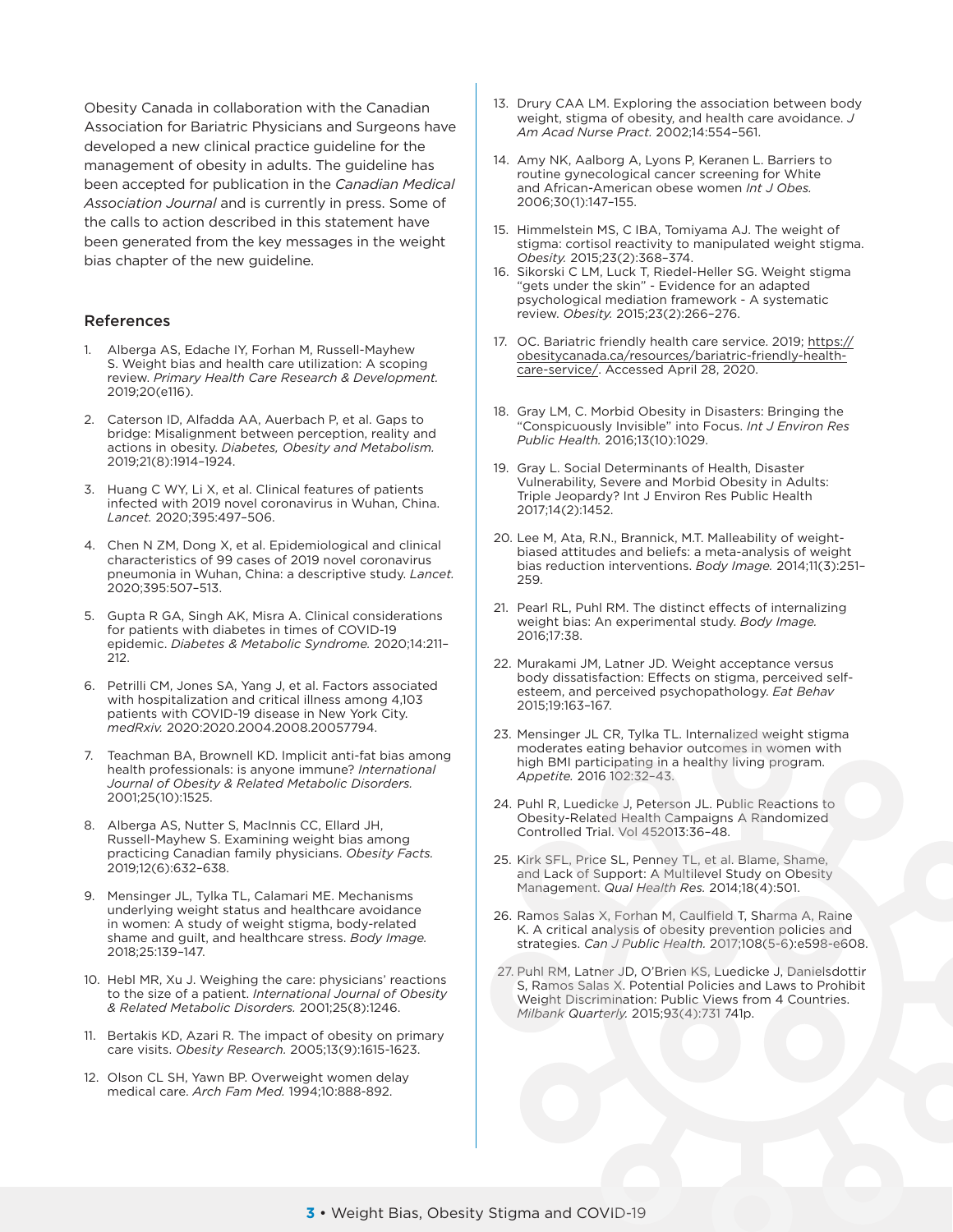Obesity Canada in collaboration with the Canadian Association for Bariatric Physicians and Surgeons have developed a new clinical practice guideline for the management of obesity in adults. The guideline has been accepted for publication in the *Canadian Medical Association Journal* and is currently in press. Some of the calls to action described in this statement have been generated from the key messages in the weight bias chapter of the new guideline.

## References

1. Alberga AS, Edache IY, Forhan M, Russell-Mayhew S. Weight bias and health care utilization: A scoping review. *Primary Health Care Research & Development.* 2019;20(e116).
2. Caterson ID, Alfadda AA, Auerbach P, et al. Gaps to bridge: Misalignment between perception, reality and actions in obesity. *Diabetes, Obesity and Metabolism.* 2019;21(8):1914–1924.
3. Huang C WY, Li X, et al. Clinical features of patients infected with 2019 novel coronavirus in Wuhan, China. *Lancet.* 2020;395:497–506.
4. Chen N ZM, Dong X, et al. Epidemiological and clinical characteristics of 99 cases of 2019 novel coronavirus pneumonia in Wuhan, China: a descriptive study. *Lancet.* 2020;395:507–513.
5. Gupta R GA, Singh AK, Misra A. Clinical considerations for patients with diabetes in times of COVID-19 epidemic. *Diabetes & Metabolic Syndrome.* 2020;14:211–212.
6. Petrilli CM, Jones SA, Yang J, et al. Factors associated with hospitalization and critical illness among 4,103 patients with COVID-19 disease in New York City. *medRxiv.* 2020:2020.2004.2008.20057794.
7. Teachman BA, Brownell KD. Implicit anti-fat bias among health professionals: is anyone immune? *International Journal of Obesity & Related Metabolic Disorders.* 2001;25(10):1525.
8. Alberga AS, Nutter S, MacInnis CC, Ellard JH, Russell-Mayhew S. Examining weight bias among practicing Canadian family physicians. *Obesity Facts.* 2019;12(6):632–638.
9. Mensinger JL, Tylka TL, Calamari ME. Mechanisms underlying weight status and healthcare avoidance in women: A study of weight stigma, body-related shame and guilt, and healthcare stress. *Body Image.* 2018;25:139–147.
10. Hebl MR, Xu J. Weighing the care: physicians' reactions to the size of a patient. *International Journal of Obesity & Related Metabolic Disorders.* 2001;25(8):1246.
11. Bertakis KD, Azari R. The impact of obesity on primary care visits. *Obesity Research.* 2005;13(9):1615-1623.
12. Olson CL SH, Yawn BP. Overweight women delay medical care. *Arch Fam Med.* 1994;10:888-892.
13. Drury CAA LM. Exploring the association between body weight, stigma of obesity, and health care avoidance. *J Am Acad Nurse Pract.* 2002;14:554–561.
14. Amy NK, Aalborg A, Lyons P, Keranen L. Barriers to routine gynecological cancer screening for White and African-American obese women *Int J Obes.* 2006;30(1):147–155.
15. Himmelstein MS, C IBA, Tomiyama AJ. The weight of stigma: cortisol reactivity to manipulated weight stigma. *Obesity.* 2015;23(2):368–374.
16. Sikorski C LM, Luck T, Riedel-Heller SG. Weight stigma "gets under the skin" - Evidence for an adapted psychological mediation framework - A systematic review. *Obesity.* 2015;23(2):266–276.
17. OC. Bariatric friendly health care service. 2019; https://obesitycanada.ca/resources/bariatric-friendly-health-care-service/. Accessed April 28, 2020.
18. Gray LM, C. Morbid Obesity in Disasters: Bringing the "Conspicuously Invisible" into Focus. *Int J Environ Res Public Health.* 2016;13(10):1029.
19. Gray L. Social Determinants of Health, Disaster Vulnerability, Severe and Morbid Obesity in Adults: Triple Jeopardy? Int J Environ Res Public Health 2017;14(2):1452.
20. Lee M, Ata, R.N., Brannick, M.T. Malleability of weight-biased attitudes and beliefs: a meta-analysis of weight bias reduction interventions. *Body Image.* 2014;11(3):251–259.
21. Pearl RL, Puhl RM. The distinct effects of internalizing weight bias: An experimental study. *Body Image.* 2016;17:38.
22. Murakami JM, Latner JD. Weight acceptance versus body dissatisfaction: Effects on stigma, perceived self-esteem, and perceived psychopathology. *Eat Behav* 2015;19:163–167.
23. Mensinger JL CR, Tylka TL. Internalized weight stigma moderates eating behavior outcomes in women with high BMI participating in a healthy living program. *Appetite.* 2016 102:32–43.
24. Puhl R, Luedicke J, Peterson JL. Public Reactions to Obesity-Related Health Campaigns A Randomized Controlled Trial. Vol 452013:36–48.
25. Kirk SFL, Price SL, Penney TL, et al. Blame, Shame, and Lack of Support: A Multilevel Study on Obesity Management. *Qual Health Res.* 2014;18(4):501.
26. Ramos Salas X, Forhan M, Caulfield T, Sharma A, Raine K. A critical analysis of obesity prevention policies and strategies. *Can J Public Health.* 2017;108(5-6):e598-e608.
27. Puhl RM, Latner JD, O'Brien KS, Luedicke J, Danielsdottir S, Ramos Salas X. Potential Policies and Laws to Prohibit Weight Discrimination: Public Views from 4 Countries. *Milbank Quarterly.* 2015;93(4):731 741p.